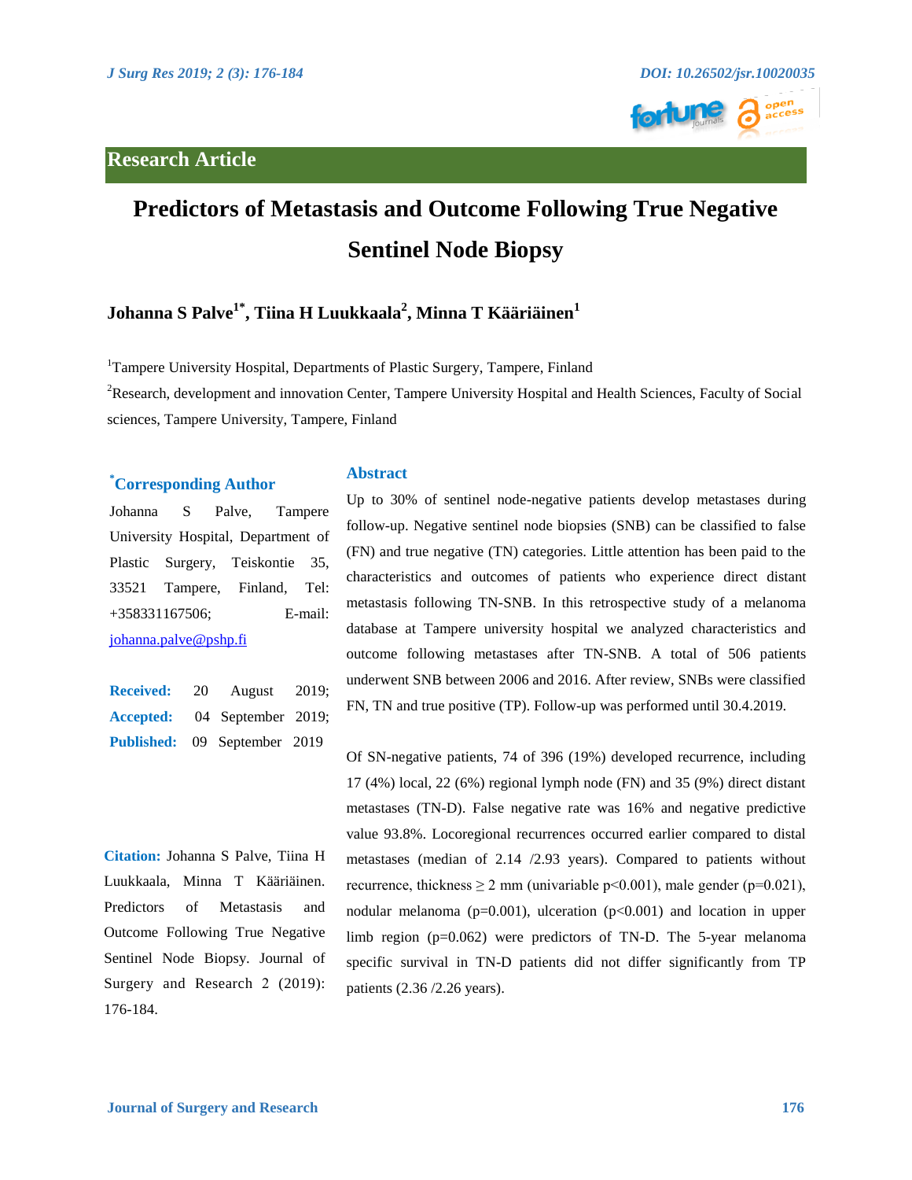Research Article

# Predictors of Metastasis and Outcome Following True Negative Sentinel Node Biopsy

**Johanna S Palve[1*], Tiina H Luukkaala[2], Minna T Kääriäinen[1]**

[1]Tampere University Hospital, Departments of Plastic Surgery, Tampere, Finland

[2]Research, development and innovation Center, Tampere University Hospital and Health Sciences, Faculty of Social sciences, Tampere University, Tampere, Finland

## Abstract

Up to 30% of sentinel node-negative patients develop metastases during follow-up. Negative sentinel node biopsies (SNB) can be classified to false (FN) and true negative (TN) categories. Little attention has been paid to the characteristics and outcomes of patients who experience direct distant metastasis following TN-SNB. In this retrospective study of a melanoma database at Tampere university hospital we analyzed characteristics and outcome following metastases after TN-SNB. A total of 506 patients underwent SNB between 2006 and 2016. After review, SNBs were classified FN, TN and true positive (TP). Follow-up was performed until 30.4.2019.

Of SN-negative patients, 74 of 396 (19%) developed recurrence, including 17 (4%) local, 22 (6%) regional lymph node (FN) and 35 (9%) direct distant metastases (TN-D). False negative rate was 16% and negative predictive value 93.8%. Locoregional recurrences occurred earlier compared to distal metastases (median of 2.14 /2.93 years). Compared to patients without recurrence, thickness ≥ 2 mm (univariable $p<0.001$), male gender ($p=0.021$), nodular melanoma ($p=0.001$), ulceration ($p<0.001$) and location in upper limb region ($p=0.062$) were predictors of TN-D. The 5-year melanoma specific survival in TN-D patients did not differ significantly from TP patients (2.36 /2.26 years).

**\*Corresponding Author**

Johanna S Palve, Tampere University Hospital, Department of Plastic Surgery, Teiskontie 35, 33521 Tampere, Finland, Tel: +358331167506; E-mail: johanna.palve@pshp.fi

**Received:** 20 August 2019; **Accepted:** 04 September 2019; **Published:** 09 September 2019

**Citation:** Johanna S Palve, Tiina H Luukkaala, Minna T Kääriäinen. Predictors of Metastasis and Outcome Following True Negative Sentinel Node Biopsy. Journal of Surgery and Research 2 (2019): 176-184.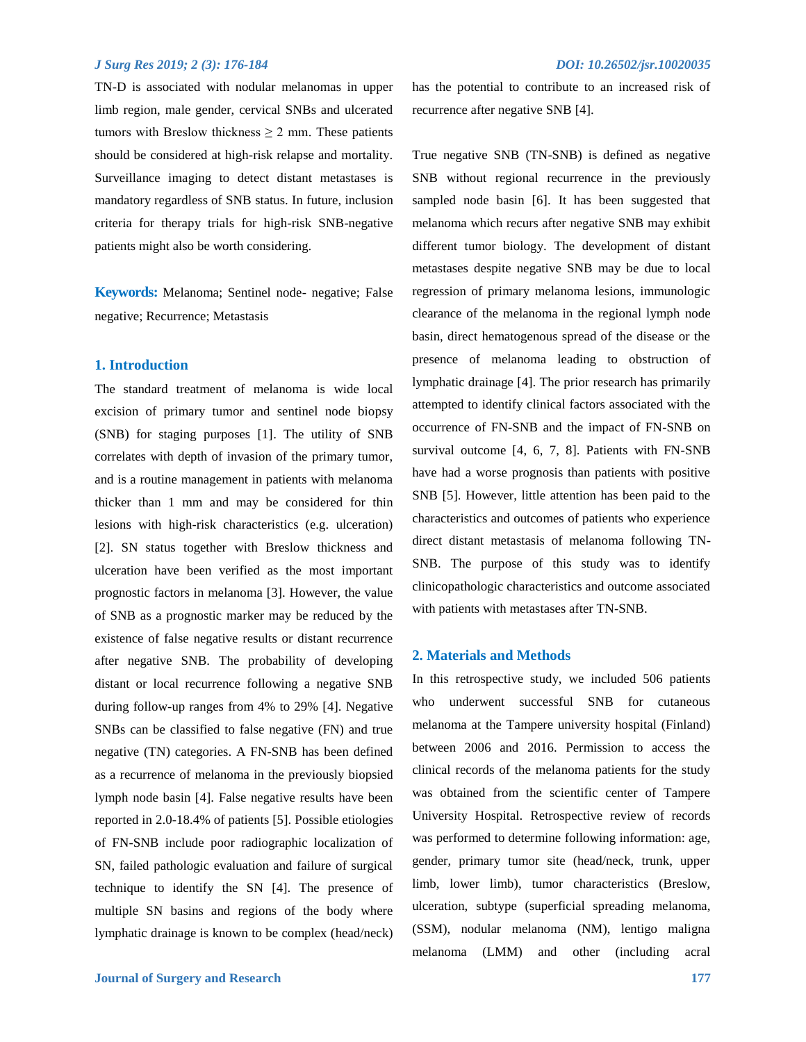TN-D is associated with nodular melanomas in upper limb region, male gender, cervical SNBs and ulcerated tumors with Breslow thickness ≥ 2 mm. These patients should be considered at high-risk relapse and mortality. Surveillance imaging to detect distant metastases is mandatory regardless of SNB status. In future, inclusion criteria for therapy trials for high-risk SNB-negative patients might also be worth considering.

**Keywords:** Melanoma; Sentinel node- negative; False negative; Recurrence; Metastasis

## 1. Introduction

The standard treatment of melanoma is wide local excision of primary tumor and sentinel node biopsy (SNB) for staging purposes [1]. The utility of SNB correlates with depth of invasion of the primary tumor, and is a routine management in patients with melanoma thicker than 1 mm and may be considered for thin lesions with high-risk characteristics (e.g. ulceration) [2]. SN status together with Breslow thickness and ulceration have been verified as the most important prognostic factors in melanoma [3]. However, the value of SNB as a prognostic marker may be reduced by the existence of false negative results or distant recurrence after negative SNB. The probability of developing distant or local recurrence following a negative SNB during follow-up ranges from 4% to 29% [4]. Negative SNBs can be classified to false negative (FN) and true negative (TN) categories. A FN-SNB has been defined as a recurrence of melanoma in the previously biopsied lymph node basin [4]. False negative results have been reported in 2.0-18.4% of patients [5]. Possible etiologies of FN-SNB include poor radiographic localization of SN, failed pathologic evaluation and failure of surgical technique to identify the SN [4]. The presence of multiple SN basins and regions of the body where lymphatic drainage is known to be complex (head/neck) has the potential to contribute to an increased risk of recurrence after negative SNB [4].

True negative SNB (TN-SNB) is defined as negative SNB without regional recurrence in the previously sampled node basin [6]. It has been suggested that melanoma which recurs after negative SNB may exhibit different tumor biology. The development of distant metastases despite negative SNB may be due to local regression of primary melanoma lesions, immunologic clearance of the melanoma in the regional lymph node basin, direct hematogenous spread of the disease or the presence of melanoma leading to obstruction of lymphatic drainage [4]. The prior research has primarily attempted to identify clinical factors associated with the occurrence of FN-SNB and the impact of FN-SNB on survival outcome [4, 6, 7, 8]. Patients with FN-SNB have had a worse prognosis than patients with positive SNB [5]. However, little attention has been paid to the characteristics and outcomes of patients who experience direct distant metastasis of melanoma following TN-SNB. The purpose of this study was to identify clinicopathologic characteristics and outcome associated with patients with metastases after TN-SNB.

## 2. Materials and Methods

In this retrospective study, we included 506 patients who underwent successful SNB for cutaneous melanoma at the Tampere university hospital (Finland) between 2006 and 2016. Permission to access the clinical records of the melanoma patients for the study was obtained from the scientific center of Tampere University Hospital. Retrospective review of records was performed to determine following information: age, gender, primary tumor site (head/neck, trunk, upper limb, lower limb), tumor characteristics (Breslow, ulceration, subtype (superficial spreading melanoma, (SSM), nodular melanoma (NM), lentigo maligna melanoma (LMM) and other (including acral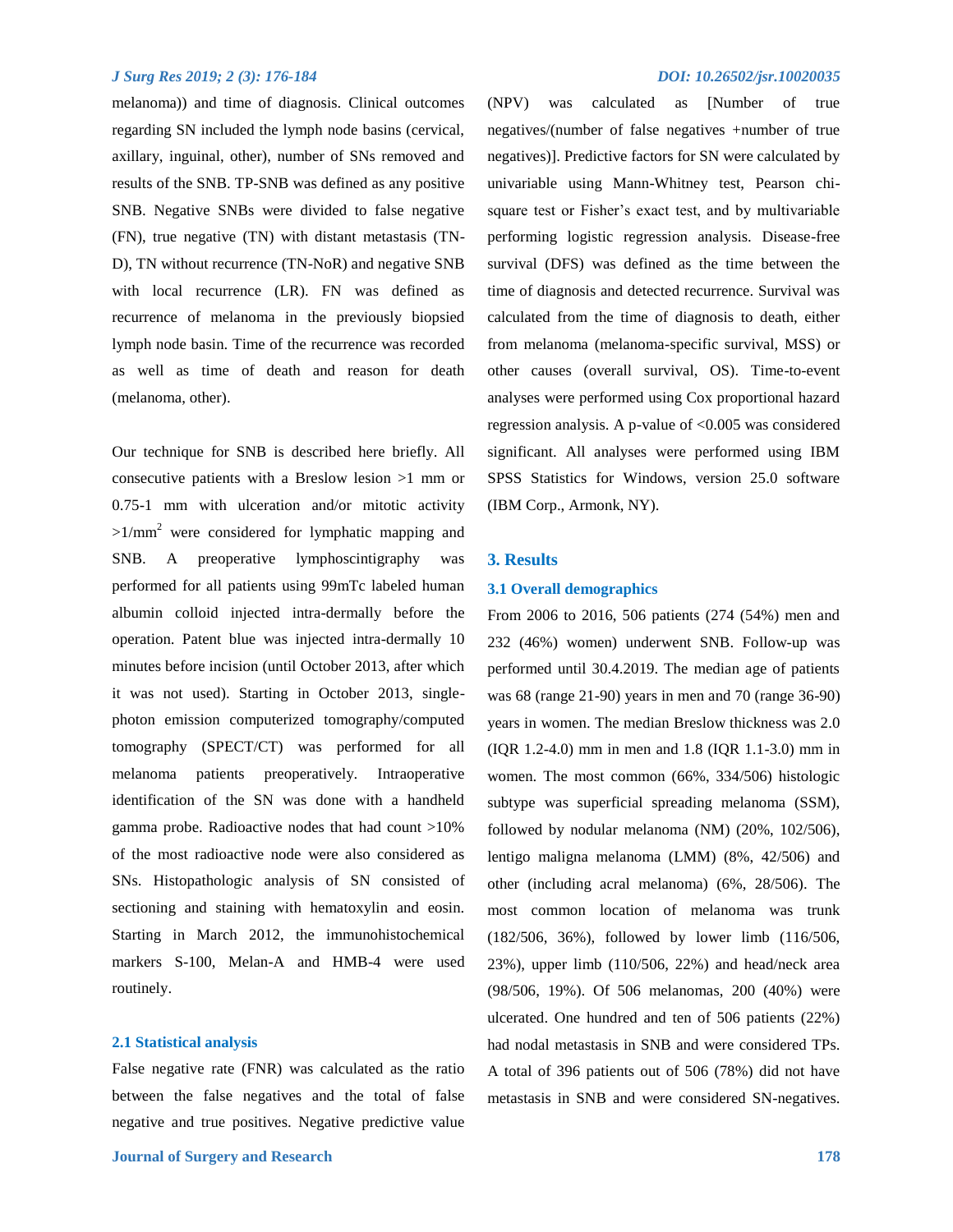melanoma)) and time of diagnosis. Clinical outcomes regarding SN included the lymph node basins (cervical, axillary, inguinal, other), number of SNs removed and results of the SNB. TP-SNB was defined as any positive SNB. Negative SNBs were divided to false negative (FN), true negative (TN) with distant metastasis (TN-D), TN without recurrence (TN-NoR) and negative SNB with local recurrence (LR). FN was defined as recurrence of melanoma in the previously biopsied lymph node basin. Time of the recurrence was recorded as well as time of death and reason for death (melanoma, other).

Our technique for SNB is described here briefly. All consecutive patients with a Breslow lesion >1 mm or 0.75-1 mm with ulceration and/or mitotic activity $>1/\text{mm}^2$ were considered for lymphatic mapping and SNB. A preoperative lymphoscintigraphy was performed for all patients using 99mTc labeled human albumin colloid injected intra-dermally before the operation. Patent blue was injected intra-dermally 10 minutes before incision (until October 2013, after which it was not used). Starting in October 2013, single-photon emission computerized tomography/computed tomography (SPECT/CT) was performed for all melanoma patients preoperatively. Intraoperative identification of the SN was done with a handheld gamma probe. Radioactive nodes that had count >10% of the most radioactive node were also considered as SNs. Histopathologic analysis of SN consisted of sectioning and staining with hematoxylin and eosin. Starting in March 2012, the immunohistochemical markers S-100, Melan-A and HMB-4 were used routinely.

### 2.1 Statistical analysis

False negative rate (FNR) was calculated as the ratio between the false negatives and the total of false negative and true positives. Negative predictive value (NPV) was calculated as [Number of true negatives/(number of false negatives +number of true negatives)]. Predictive factors for SN were calculated by univariable using Mann-Whitney test, Pearson chi-square test or Fisher's exact test, and by multivariable performing logistic regression analysis. Disease-free survival (DFS) was defined as the time between the time of diagnosis and detected recurrence. Survival was calculated from the time of diagnosis to death, either from melanoma (melanoma-specific survival, MSS) or other causes (overall survival, OS). Time-to-event analyses were performed using Cox proportional hazard regression analysis. A p-value of <0.005 was considered significant. All analyses were performed using IBM SPSS Statistics for Windows, version 25.0 software (IBM Corp., Armonk, NY).

## 3. Results

### 3.1 Overall demographics

From 2006 to 2016, 506 patients (274 (54%) men and 232 (46%) women) underwent SNB. Follow-up was performed until 30.4.2019. The median age of patients was 68 (range 21-90) years in men and 70 (range 36-90) years in women. The median Breslow thickness was 2.0 (IQR 1.2-4.0) mm in men and 1.8 (IQR 1.1-3.0) mm in women. The most common (66%, 334/506) histologic subtype was superficial spreading melanoma (SSM), followed by nodular melanoma (NM) (20%, 102/506), lentigo maligna melanoma (LMM) (8%, 42/506) and other (including acral melanoma) (6%, 28/506). The most common location of melanoma was trunk (182/506, 36%), followed by lower limb (116/506, 23%), upper limb (110/506, 22%) and head/neck area (98/506, 19%). Of 506 melanomas, 200 (40%) were ulcerated. One hundred and ten of 506 patients (22%) had nodal metastasis in SNB and were considered TPs. A total of 396 patients out of 506 (78%) did not have metastasis in SNB and were considered SN-negatives.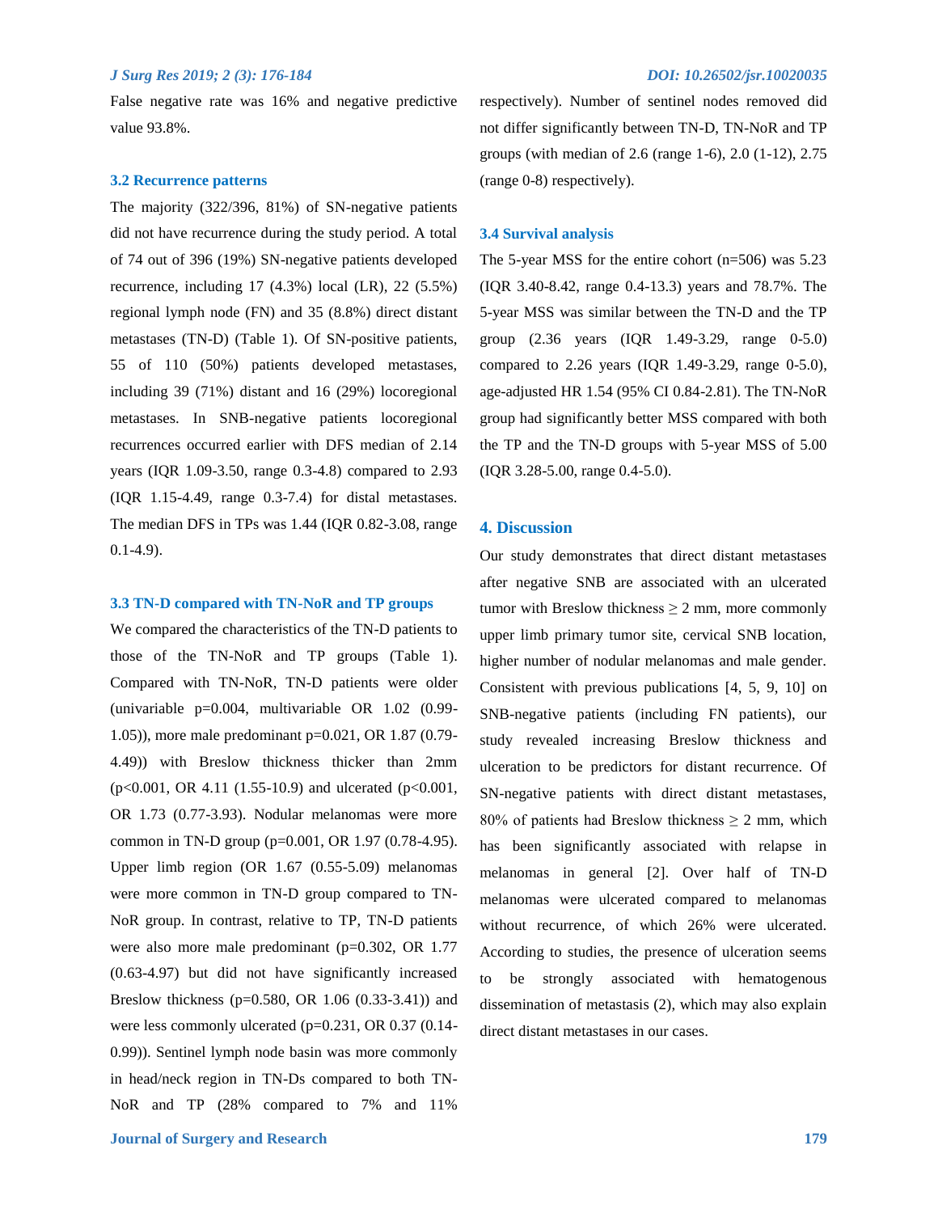False negative rate was 16% and negative predictive value 93.8%.

### 3.2 Recurrence patterns

The majority (322/396, 81%) of SN-negative patients did not have recurrence during the study period. A total of 74 out of 396 (19%) SN-negative patients developed recurrence, including 17 (4.3%) local (LR), 22 (5.5%) regional lymph node (FN) and 35 (8.8%) direct distant metastases (TN-D) (Table 1). Of SN-positive patients, 55 of 110 (50%) patients developed metastases, including 39 (71%) distant and 16 (29%) locoregional metastases. In SNB-negative patients locoregional recurrences occurred earlier with DFS median of 2.14 years (IQR 1.09-3.50, range 0.3-4.8) compared to 2.93 (IQR 1.15-4.49, range 0.3-7.4) for distal metastases. The median DFS in TPs was 1.44 (IQR 0.82-3.08, range 0.1-4.9).

### 3.3 TN-D compared with TN-NoR and TP groups

We compared the characteristics of the TN-D patients to those of the TN-NoR and TP groups (Table 1). Compared with TN-NoR, TN-D patients were older (univariable $p=0.004$, multivariable OR 1.02 (0.99-1.05)), more male predominant $p=0.021$, OR 1.87 (0.79-4.49)) with Breslow thickness thicker than 2mm ($p<0.001$, OR 4.11 (1.55-10.9) and ulcerated ($p<0.001$, OR 1.73 (0.77-3.93). Nodular melanomas were more common in TN-D group ($p=0.001$, OR 1.97 (0.78-4.95). Upper limb region (OR 1.67 (0.55-5.09) melanomas were more common in TN-D group compared to TN-NoR group. In contrast, relative to TP, TN-D patients were also more male predominant ($p=0.302$, OR 1.77 (0.63-4.97) but did not have significantly increased Breslow thickness ($p=0.580$, OR 1.06 (0.33-3.41)) and were less commonly ulcerated ($p=0.231$, OR 0.37 (0.14-0.99)). Sentinel lymph node basin was more commonly in head/neck region in TN-Ds compared to both TN-NoR and TP (28% compared to 7% and 11% respectively). Number of sentinel nodes removed did not differ significantly between TN-D, TN-NoR and TP groups (with median of 2.6 (range 1-6), 2.0 (1-12), 2.75 (range 0-8) respectively).

### 3.4 Survival analysis

The 5-year MSS for the entire cohort (n=506) was 5.23 (IQR 3.40-8.42, range 0.4-13.3) years and 78.7%. The 5-year MSS was similar between the TN-D and the TP group (2.36 years (IQR 1.49-3.29, range 0-5.0) compared to 2.26 years (IQR 1.49-3.29, range 0-5.0), age-adjusted HR 1.54 (95% CI 0.84-2.81). The TN-NoR group had significantly better MSS compared with both the TP and the TN-D groups with 5-year MSS of 5.00 (IQR 3.28-5.00, range 0.4-5.0).

## 4. Discussion

Our study demonstrates that direct distant metastases after negative SNB are associated with an ulcerated tumor with Breslow thickness ≥ 2 mm, more commonly upper limb primary tumor site, cervical SNB location, higher number of nodular melanomas and male gender. Consistent with previous publications [4, 5, 9, 10] on SNB-negative patients (including FN patients), our study revealed increasing Breslow thickness and ulceration to be predictors for distant recurrence. Of SN-negative patients with direct distant metastases, 80% of patients had Breslow thickness ≥ 2 mm, which has been significantly associated with relapse in melanomas in general [2]. Over half of TN-D melanomas were ulcerated compared to melanomas without recurrence, of which 26% were ulcerated. According to studies, the presence of ulceration seems to be strongly associated with hematogenous dissemination of metastasis (2), which may also explain direct distant metastases in our cases.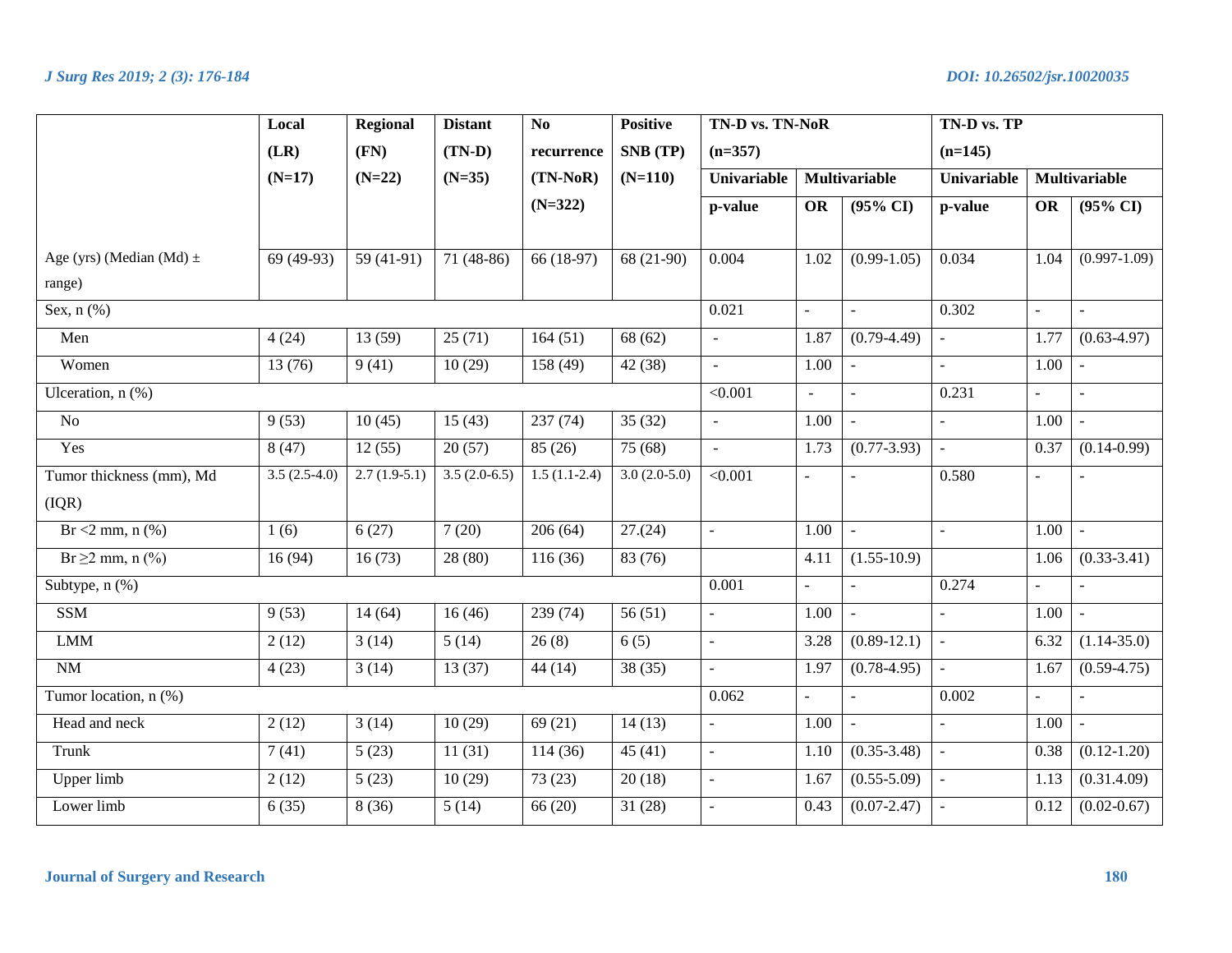| | Local (LR) (N=17) | Regional (FN) (N=22) | Distant (TN-D) (N=35) | No recurrence (TN-NoR) (N=322) | Positive SNB (TP) (N=110) | TN-D vs. TN-NoR (n=357) | | | TN-D vs. TP (n=145) | | |
|---|---|---|---|---|---|---|---|---|---|---|---|
| | | | | | | Univariable | Multivariable | | Univariable | Multivariable | |
| | | | | | | p-value | OR | (95% CI) | p-value | OR | (95% CI) |
| Age (yrs) (Median (Md) ± range) | 69 (49-93) | 59 (41-91) | 71 (48-86) | 66 (18-97) | 68 (21-90) | 0.004 | 1.02 | (0.99-1.05) | 0.034 | 1.04 | (0.997-1.09) |
| Sex, n (%) | | | | | | 0.021 | - | - | 0.302 | - | - |
| Men | 4 (24) | 13 (59) | 25 (71) | 164 (51) | 68 (62) | - | 1.87 | (0.79-4.49) | - | 1.77 | (0.63-4.97) |
| Women | 13 (76) | 9 (41) | 10 (29) | 158 (49) | 42 (38) | - | 1.00 | - | - | 1.00 | - |
| Ulceration, n (%) | | | | | | <0.001 | - | - | 0.231 | - | - |
| No | 9 (53) | 10 (45) | 15 (43) | 237 (74) | 35 (32) | - | 1.00 | - | - | 1.00 | - |
| Yes | 8 (47) | 12 (55) | 20 (57) | 85 (26) | 75 (68) | - | 1.73 | (0.77-3.93) | - | 0.37 | (0.14-0.99) |
| Tumor thickness (mm), Md (IQR) | 3.5 (2.5-4.0) | 2.7 (1.9-5.1) | 3.5 (2.0-6.5) | 1.5 (1.1-2.4) | 3.0 (2.0-5.0) | <0.001 | - | - | 0.580 | - | - |
| Br <2 mm, n (%) | 1 (6) | 6 (27) | 7 (20) | 206 (64) | 27.(24) | - | 1.00 | - | - | 1.00 | - |
| Br ≥2 mm, n (%) | 16 (94) | 16 (73) | 28 (80) | 116 (36) | 83 (76) | | 4.11 | (1.55-10.9) | | 1.06 | (0.33-3.41) |
| Subtype, n (%) | | | | | | 0.001 | - | - | 0.274 | - | - |
| SSM | 9 (53) | 14 (64) | 16 (46) | 239 (74) | 56 (51) | - | 1.00 | - | - | 1.00 | - |
| LMM | 2 (12) | 3 (14) | 5 (14) | 26 (8) | 6 (5) | - | 3.28 | (0.89-12.1) | - | 6.32 | (1.14-35.0) |
| NM | 4 (23) | 3 (14) | 13 (37) | 44 (14) | 38 (35) | - | 1.97 | (0.78-4.95) | - | 1.67 | (0.59-4.75) |
| Tumor location, n (%) | | | | | | 0.062 | - | - | 0.002 | - | - |
| Head and neck | 2 (12) | 3 (14) | 10 (29) | 69 (21) | 14 (13) | - | 1.00 | - | - | 1.00 | - |
| Trunk | 7 (41) | 5 (23) | 11 (31) | 114 (36) | 45 (41) | - | 1.10 | (0.35-3.48) | - | 0.38 | (0.12-1.20) |
| Upper limb | 2 (12) | 5 (23) | 10 (29) | 73 (23) | 20 (18) | - | 1.67 | (0.55-5.09) | - | 1.13 | (0.31.4.09) |
| Lower limb | 6 (35) | 8 (36) | 5 (14) | 66 (20) | 31 (28) | - | 0.43 | (0.07-2.47) | - | 0.12 | (0.02-0.67) |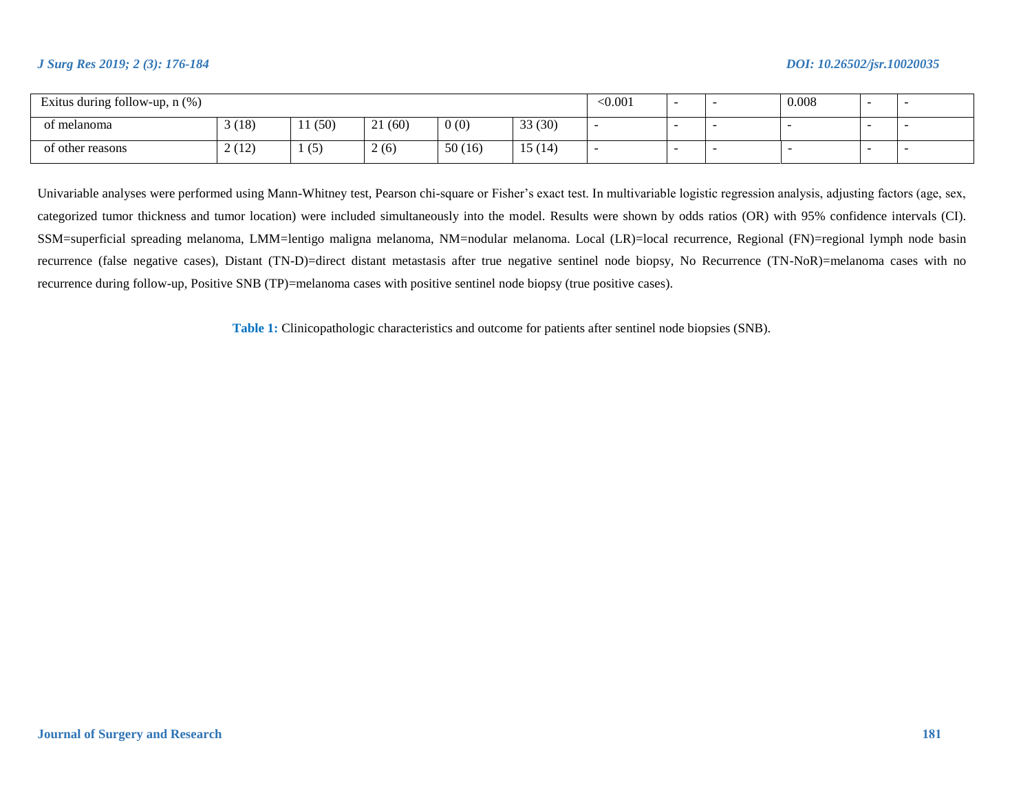| Exitus during follow-up, n (%) | | | | | | <0.001 | - | - | 0.008 | - | - |
|---|---|---|---|---|---|---|---|---|---|---|---|
| of melanoma | 3 (18) | 11 (50) | 21 (60) | 0 (0) | 33 (30) | - | - | - | - | - | - |
| of other reasons | 2 (12) | 1 (5) | 2 (6) | 50 (16) | 15 (14) | - | - | - | - | - | - |

Univariable analyses were performed using Mann-Whitney test, Pearson chi-square or Fisher's exact test. In multivariable logistic regression analysis, adjusting factors (age, sex, categorized tumor thickness and tumor location) were included simultaneously into the model. Results were shown by odds ratios (OR) with 95% confidence intervals (CI). SSM=superficial spreading melanoma, LMM=lentigo maligna melanoma, NM=nodular melanoma. Local (LR)=local recurrence, Regional (FN)=regional lymph node basin recurrence (false negative cases), Distant (TN-D)=direct distant metastasis after true negative sentinel node biopsy, No Recurrence (TN-NoR)=melanoma cases with no recurrence during follow-up, Positive SNB (TP)=melanoma cases with positive sentinel node biopsy (true positive cases).

**Table 1:** Clinicopathologic characteristics and outcome for patients after sentinel node biopsies (SNB).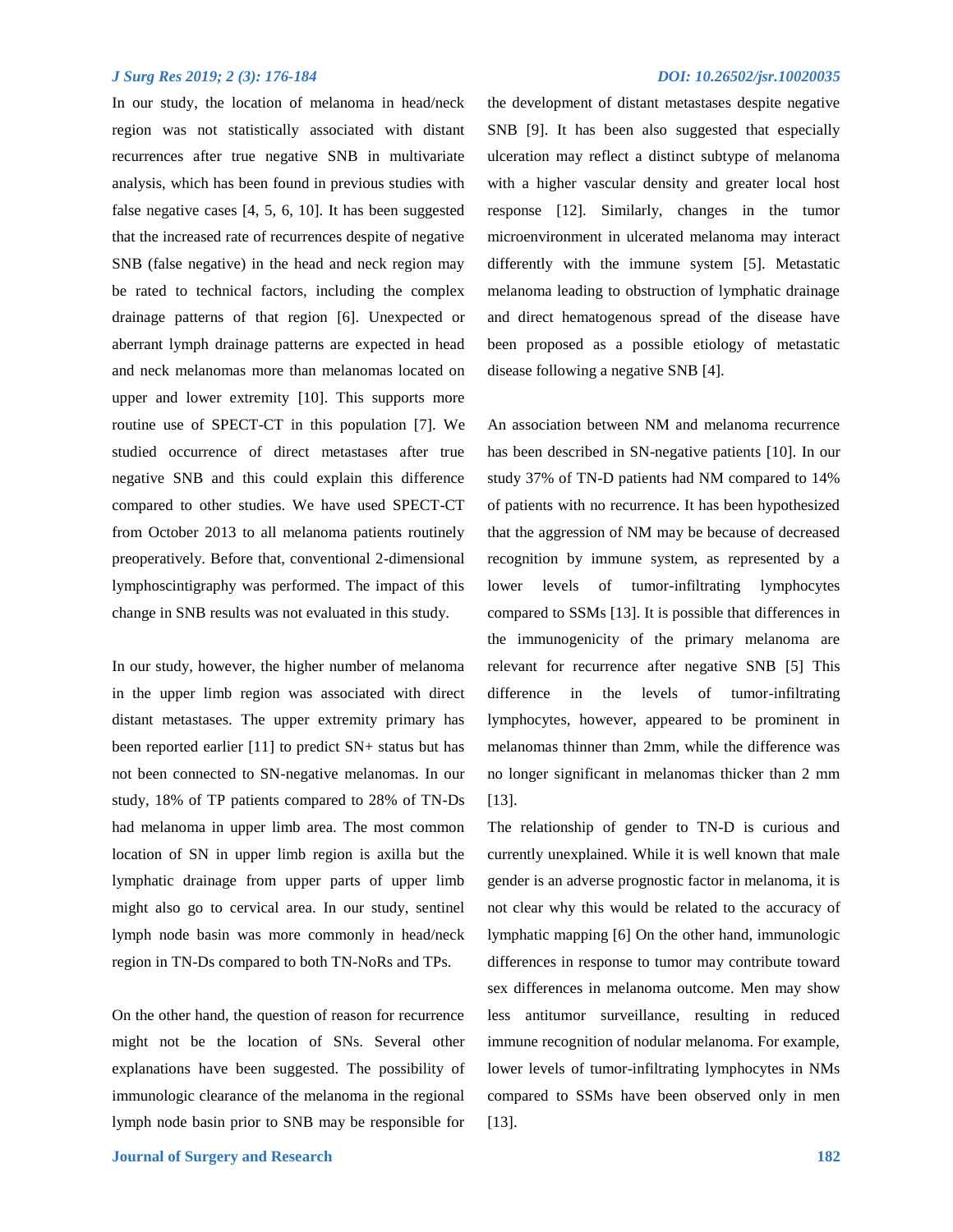In our study, the location of melanoma in head/neck region was not statistically associated with distant recurrences after true negative SNB in multivariate analysis, which has been found in previous studies with false negative cases [4, 5, 6, 10]. It has been suggested that the increased rate of recurrences despite of negative SNB (false negative) in the head and neck region may be rated to technical factors, including the complex drainage patterns of that region [6]. Unexpected or aberrant lymph drainage patterns are expected in head and neck melanomas more than melanomas located on upper and lower extremity [10]. This supports more routine use of SPECT-CT in this population [7]. We studied occurrence of direct metastases after true negative SNB and this could explain this difference compared to other studies. We have used SPECT-CT from October 2013 to all melanoma patients routinely preoperatively. Before that, conventional 2-dimensional lymphoscintigraphy was performed. The impact of this change in SNB results was not evaluated in this study.

In our study, however, the higher number of melanoma in the upper limb region was associated with direct distant metastases. The upper extremity primary has been reported earlier [11] to predict SN+ status but has not been connected to SN-negative melanomas. In our study, 18% of TP patients compared to 28% of TN-Ds had melanoma in upper limb area. The most common location of SN in upper limb region is axilla but the lymphatic drainage from upper parts of upper limb might also go to cervical area. In our study, sentinel lymph node basin was more commonly in head/neck region in TN-Ds compared to both TN-NoRs and TPs.

On the other hand, the question of reason for recurrence might not be the location of SNs. Several other explanations have been suggested. The possibility of immunologic clearance of the melanoma in the regional lymph node basin prior to SNB may be responsible for the development of distant metastases despite negative SNB [9]. It has been also suggested that especially ulceration may reflect a distinct subtype of melanoma with a higher vascular density and greater local host response [12]. Similarly, changes in the tumor microenvironment in ulcerated melanoma may interact differently with the immune system [5]. Metastatic melanoma leading to obstruction of lymphatic drainage and direct hematogenous spread of the disease have been proposed as a possible etiology of metastatic disease following a negative SNB [4].

An association between NM and melanoma recurrence has been described in SN-negative patients [10]. In our study 37% of TN-D patients had NM compared to 14% of patients with no recurrence. It has been hypothesized that the aggression of NM may be because of decreased recognition by immune system, as represented by a lower levels of tumor-infiltrating lymphocytes compared to SSMs [13]. It is possible that differences in the immunogenicity of the primary melanoma are relevant for recurrence after negative SNB [5] This difference in the levels of tumor-infiltrating lymphocytes, however, appeared to be prominent in melanomas thinner than 2mm, while the difference was no longer significant in melanomas thicker than 2 mm [13].

The relationship of gender to TN-D is curious and currently unexplained. While it is well known that male gender is an adverse prognostic factor in melanoma, it is not clear why this would be related to the accuracy of lymphatic mapping [6] On the other hand, immunologic differences in response to tumor may contribute toward sex differences in melanoma outcome. Men may show less antitumor surveillance, resulting in reduced immune recognition of nodular melanoma. For example, lower levels of tumor-infiltrating lymphocytes in NMs compared to SSMs have been observed only in men [13].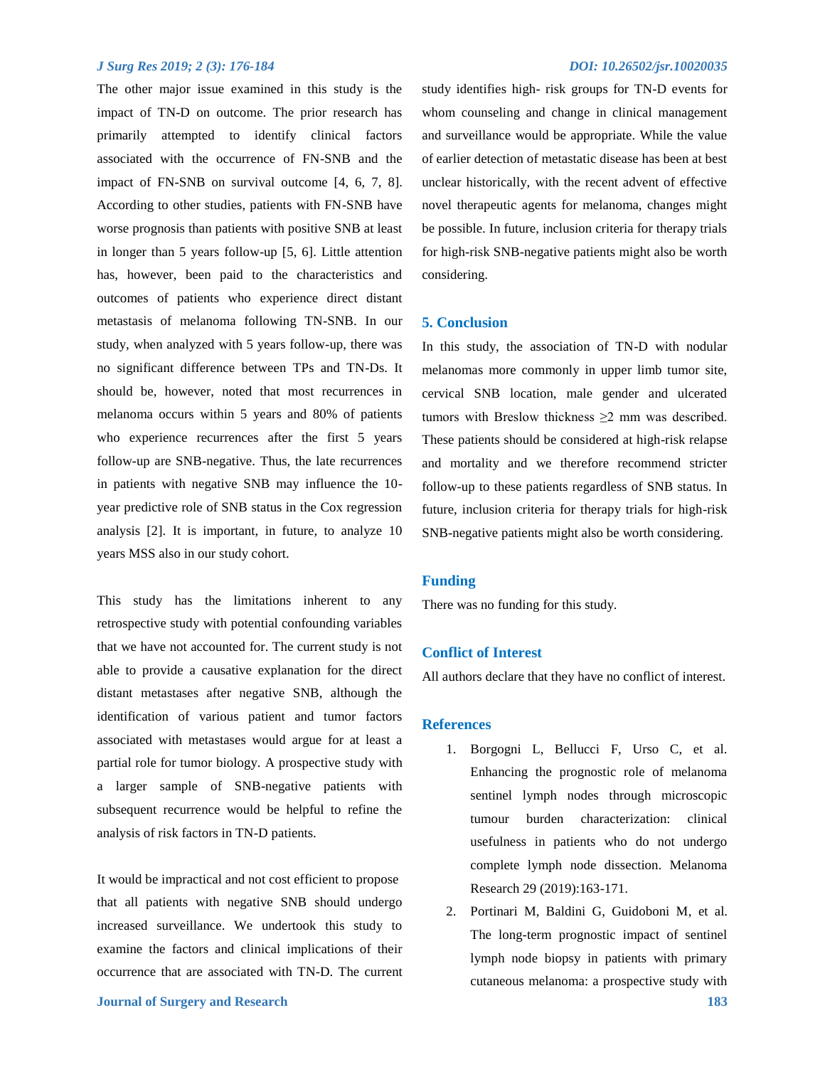The other major issue examined in this study is the impact of TN-D on outcome. The prior research has primarily attempted to identify clinical factors associated with the occurrence of FN-SNB and the impact of FN-SNB on survival outcome [4, 6, 7, 8]. According to other studies, patients with FN-SNB have worse prognosis than patients with positive SNB at least in longer than 5 years follow-up [5, 6]. Little attention has, however, been paid to the characteristics and outcomes of patients who experience direct distant metastasis of melanoma following TN-SNB. In our study, when analyzed with 5 years follow-up, there was no significant difference between TPs and TN-Ds. It should be, however, noted that most recurrences in melanoma occurs within 5 years and 80% of patients who experience recurrences after the first 5 years follow-up are SNB-negative. Thus, the late recurrences in patients with negative SNB may influence the 10-year predictive role of SNB status in the Cox regression analysis [2]. It is important, in future, to analyze 10 years MSS also in our study cohort.

This study has the limitations inherent to any retrospective study with potential confounding variables that we have not accounted for. The current study is not able to provide a causative explanation for the direct distant metastases after negative SNB, although the identification of various patient and tumor factors associated with metastases would argue for at least a partial role for tumor biology. A prospective study with a larger sample of SNB-negative patients with subsequent recurrence would be helpful to refine the analysis of risk factors in TN-D patients.

It would be impractical and not cost efficient to propose that all patients with negative SNB should undergo increased surveillance. We undertook this study to examine the factors and clinical implications of their occurrence that are associated with TN-D. The current study identifies high- risk groups for TN-D events for whom counseling and change in clinical management and surveillance would be appropriate. While the value of earlier detection of metastatic disease has been at best unclear historically, with the recent advent of effective novel therapeutic agents for melanoma, changes might be possible. In future, inclusion criteria for therapy trials for high-risk SNB-negative patients might also be worth considering.

## 5. Conclusion

In this study, the association of TN-D with nodular melanomas more commonly in upper limb tumor site, cervical SNB location, male gender and ulcerated tumors with Breslow thickness ≥2 mm was described. These patients should be considered at high-risk relapse and mortality and we therefore recommend stricter follow-up to these patients regardless of SNB status. In future, inclusion criteria for therapy trials for high-risk SNB-negative patients might also be worth considering.

## Funding

There was no funding for this study.

## Conflict of Interest

All authors declare that they have no conflict of interest.

## References

1. Borgogni L, Bellucci F, Urso C, et al. Enhancing the prognostic role of melanoma sentinel lymph nodes through microscopic tumour burden characterization: clinical usefulness in patients who do not undergo complete lymph node dissection. Melanoma Research 29 (2019):163-171.
2. Portinari M, Baldini G, Guidoboni M, et al. The long-term prognostic impact of sentinel lymph node biopsy in patients with primary cutaneous melanoma: a prospective study with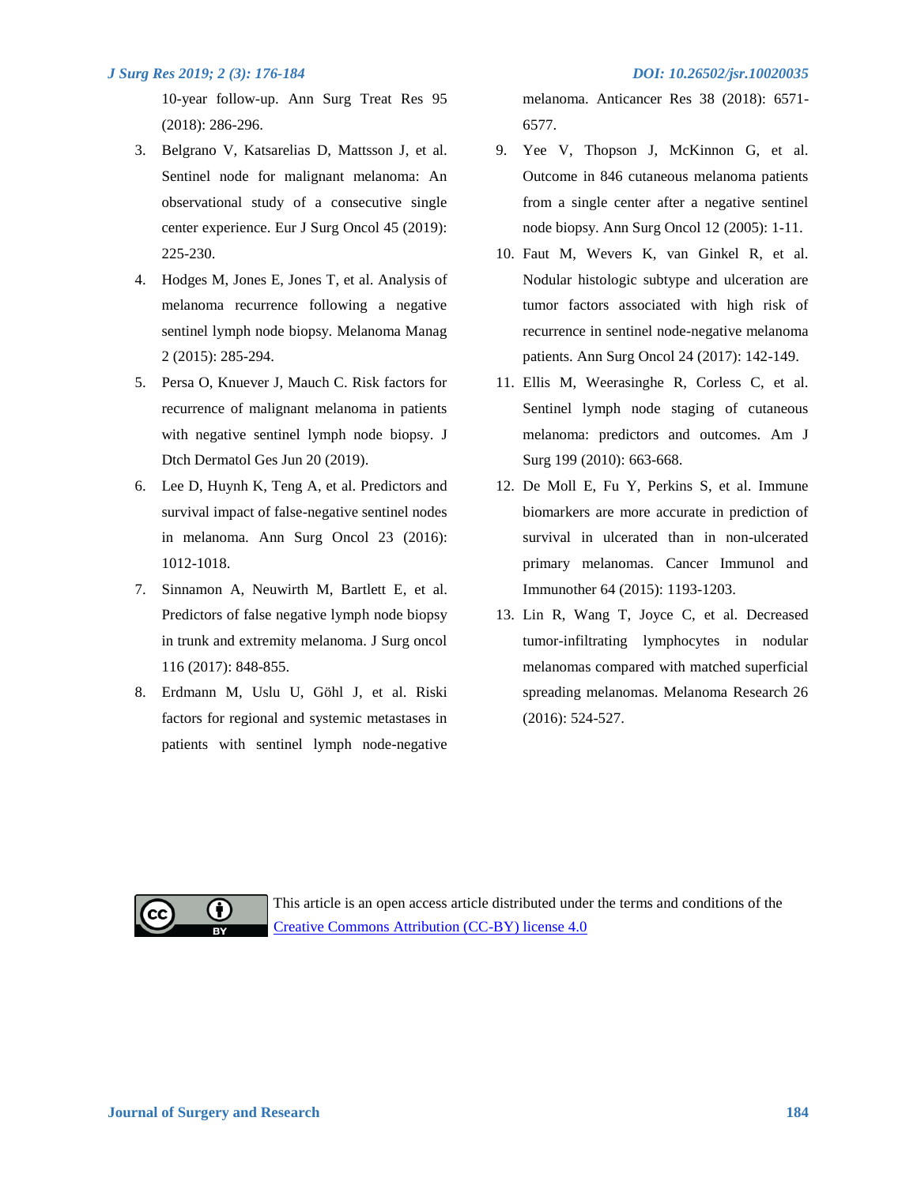10-year follow-up. Ann Surg Treat Res 95 (2018): 286-296.

3. Belgrano V, Katsarelias D, Mattsson J, et al. Sentinel node for malignant melanoma: An observational study of a consecutive single center experience. Eur J Surg Oncol 45 (2019): 225-230.
4. Hodges M, Jones E, Jones T, et al. Analysis of melanoma recurrence following a negative sentinel lymph node biopsy. Melanoma Manag 2 (2015): 285-294.
5. Persa O, Knuever J, Mauch C. Risk factors for recurrence of malignant melanoma in patients with negative sentinel lymph node biopsy. J Dtch Dermatol Ges Jun 20 (2019).
6. Lee D, Huynh K, Teng A, et al. Predictors and survival impact of false-negative sentinel nodes in melanoma. Ann Surg Oncol 23 (2016): 1012-1018.
7. Sinnamon A, Neuwirth M, Bartlett E, et al. Predictors of false negative lymph node biopsy in trunk and extremity melanoma. J Surg oncol 116 (2017): 848-855.
8. Erdmann M, Uslu U, Göhl J, et al. Riski factors for regional and systemic metastases in patients with sentinel lymph node-negative melanoma. Anticancer Res 38 (2018): 6571-6577.
9. Yee V, Thopson J, McKinnon G, et al. Outcome in 846 cutaneous melanoma patients from a single center after a negative sentinel node biopsy. Ann Surg Oncol 12 (2005): 1-11.
10. Faut M, Wevers K, van Ginkel R, et al. Nodular histologic subtype and ulceration are tumor factors associated with high risk of recurrence in sentinel node-negative melanoma patients. Ann Surg Oncol 24 (2017): 142-149.
11. Ellis M, Weerasinghe R, Corless C, et al. Sentinel lymph node staging of cutaneous melanoma: predictors and outcomes. Am J Surg 199 (2010): 663-668.
12. De Moll E, Fu Y, Perkins S, et al. Immune biomarkers are more accurate in prediction of survival in ulcerated than in non-ulcerated primary melanomas. Cancer Immunol and Immunother 64 (2015): 1193-1203.
13. Lin R, Wang T, Joyce C, et al. Decreased tumor-infiltrating lymphocytes in nodular melanomas compared with matched superficial spreading melanomas. Melanoma Research 26 (2016): 524-527.

This article is an open access article distributed under the terms and conditions of the [Creative Commons Attribution (CC-BY) license 4.0](https://creativecommons.org/licenses/by/4.0/)